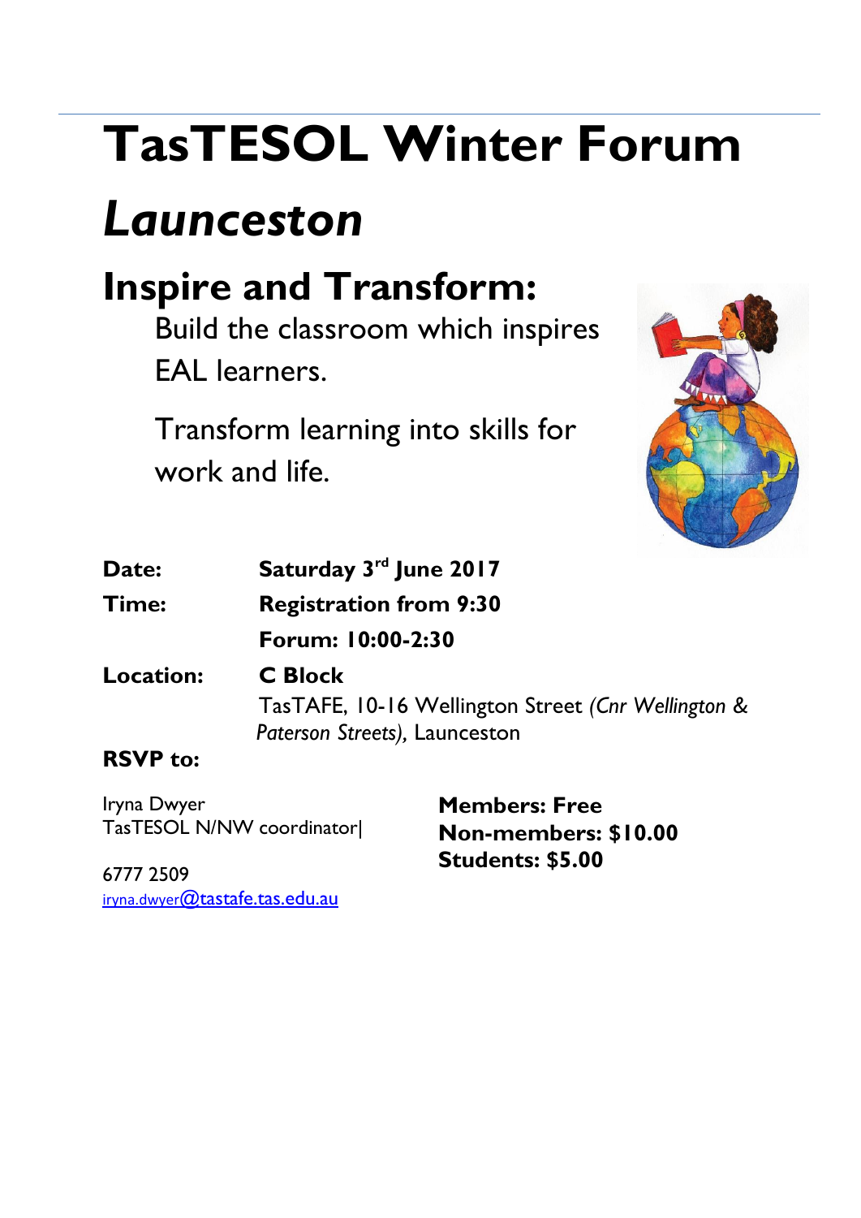# TasTESOL Winter Forum

# *Launceston*

## Inspire and Transform:

Build the classroom which inspires EAL learners.

Transform learning into skills for work and life.

**Date:** **Saturday 3rd June 2017**

**Time:** **Registration from 9:30**

**Forum: 10:00-2:30**

**Location:** **C Block**

TasTAFE, 10-16 Wellington Street *(Cnr Wellington & Paterson Streets)*, Launceston

**RSVP to:**

Iryna Dwyer
TasTESOL N/NW coordinator|

6777 2509
iryna.dwyer@tastafe.tas.edu.au

**Members: Free**
**Non-members: $10.00**
**Students: $5.00**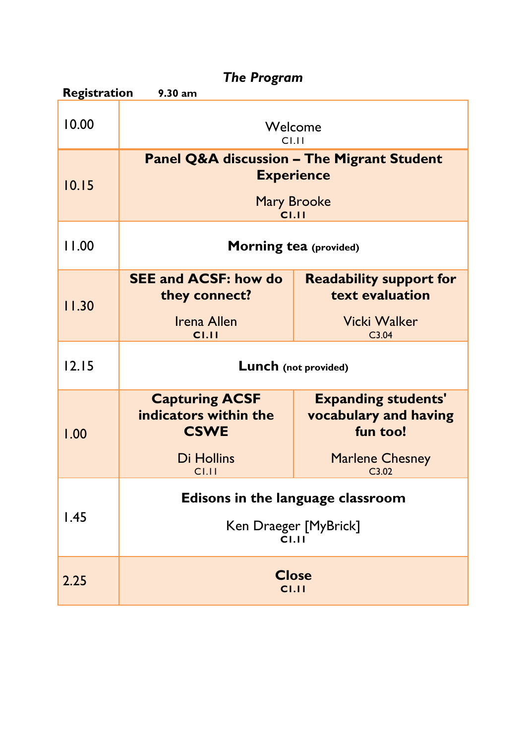# *The Program*

**Registration** **9.30 am**

| | | |
|---|---|---|
| 10.00 | Welcome<br>C1.11 | |
| 10.15 | **Panel Q&A discussion – The Migrant Student Experience**<br><br>Mary Brooke<br>**C1.11** | |
| 11.00 | **Morning tea (provided)** | |
| 11.30 | **SEE and ACSF: how do they connect?**<br><br>Irena Allen<br>**C1.11** | **Readability support for text evaluation**<br><br>Vicki Walker<br>C3.04 |
| 12.15 | **Lunch (not provided)** | |
| 1.00 | **Capturing ACSF indicators within the CSWE**<br><br>Di Hollins<br>C1.11 | **Expanding students' vocabulary and having fun too!**<br><br>Marlene Chesney<br>C3.02 |
| 1.45 | **Edisons in the language classroom**<br><br>Ken Draeger [MyBrick]<br>**C1.11** | |
| 2.25 | **Close**<br>**C1.11** | |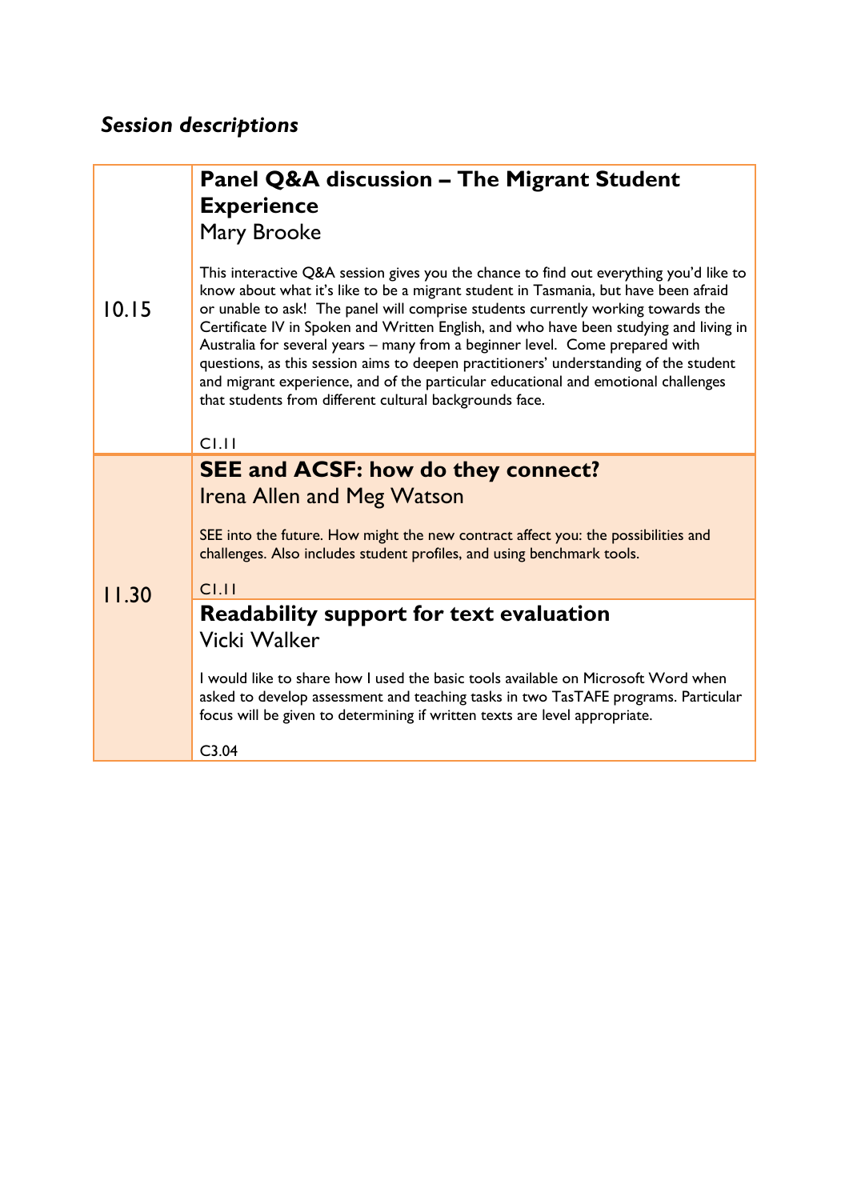## *Session descriptions*

| Time | Session |
|---|---|
| 10.15 | **Panel Q&A discussion – The Migrant Student Experience**<br>Mary Brooke<br><br>This interactive Q&A session gives you the chance to find out everything you'd like to know about what it's like to be a migrant student in Tasmania, but have been afraid or unable to ask! The panel will comprise students currently working towards the Certificate IV in Spoken and Written English, and who have been studying and living in Australia for several years – many from a beginner level. Come prepared with questions, as this session aims to deepen practitioners' understanding of the student and migrant experience, and of the particular educational and emotional challenges that students from different cultural backgrounds face.<br><br>C1.11 |
| 11.30 | **SEE and ACSF: how do they connect?**<br>Irena Allen and Meg Watson<br><br>SEE into the future. How might the new contract affect you: the possibilities and challenges. Also includes student profiles, and using benchmark tools.<br><br>C1.11 |
| | **Readability support for text evaluation**<br>Vicki Walker<br><br>I would like to share how I used the basic tools available on Microsoft Word when asked to develop assessment and teaching tasks in two TasTAFE programs. Particular focus will be given to determining if written texts are level appropriate.<br><br>C3.04 |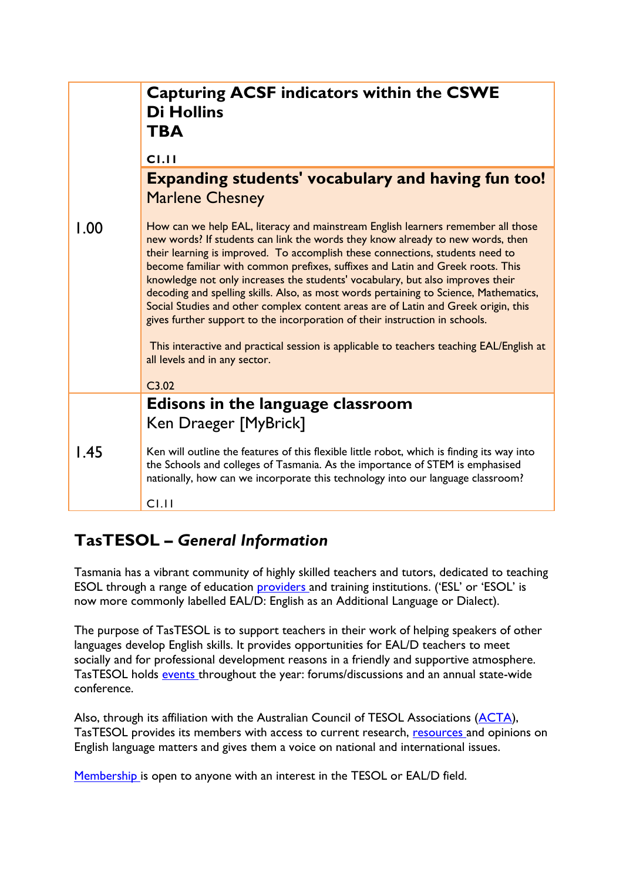| | |
|---|---|
| | **Capturing ACSF indicators within the CSWE**<br>**Di Hollins**<br>**TBA**<br><br>**C1.11** |
| 1.00 | **Expanding students' vocabulary and having fun too!**<br>Marlene Chesney<br><br>How can we help EAL, literacy and mainstream English learners remember all those new words? If students can link the words they know already to new words, then their learning is improved. To accomplish these connections, students need to become familiar with common prefixes, suffixes and Latin and Greek roots. This knowledge not only increases the students' vocabulary, but also improves their decoding and spelling skills. Also, as most words pertaining to Science, Mathematics, Social Studies and other complex content areas are of Latin and Greek origin, this gives further support to the incorporation of their instruction in schools.<br><br>This interactive and practical session is applicable to teachers teaching EAL/English at all levels and in any sector.<br><br>C3.02 |
| 1.45 | **Edisons in the language classroom**<br>Ken Draeger [MyBrick]<br><br>Ken will outline the features of this flexible little robot, which is finding its way into the Schools and colleges of Tasmania. As the importance of STEM is emphasised nationally, how can we incorporate this technology into our language classroom?<br><br>C1.11 |

## TasTESOL – *General Information*

Tasmania has a vibrant community of highly skilled teachers and tutors, dedicated to teaching ESOL through a range of education providers and training institutions. ('ESL' or 'ESOL' is now more commonly labelled EAL/D: English as an Additional Language or Dialect).

The purpose of TasTESOL is to support teachers in their work of helping speakers of other languages develop English skills. It provides opportunities for EAL/D teachers to meet socially and for professional development reasons in a friendly and supportive atmosphere. TasTESOL holds events throughout the year: forums/discussions and an annual state-wide conference.

Also, through its affiliation with the Australian Council of TESOL Associations (ACTA), TasTESOL provides its members with access to current research, resources and opinions on English language matters and gives them a voice on national and international issues.

Membership is open to anyone with an interest in the TESOL or EAL/D field.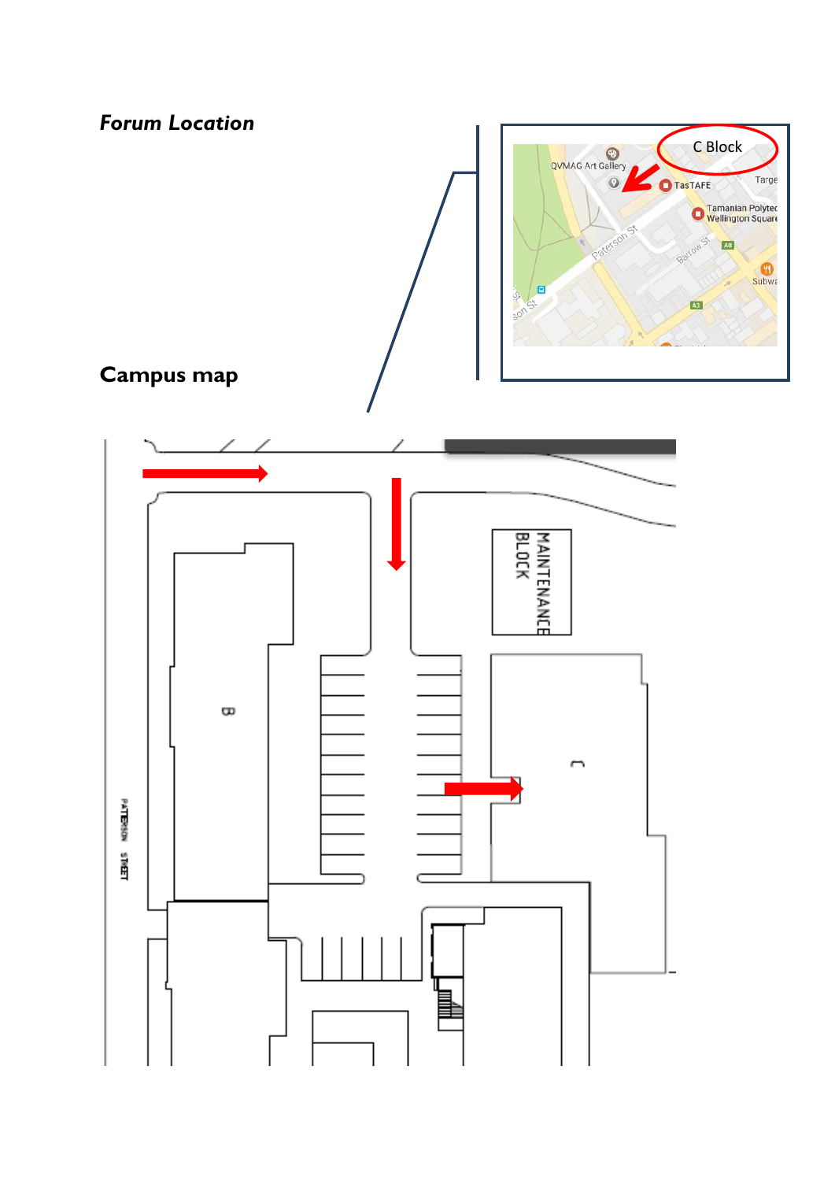***Forum Location***

C Block

QVMAG Art Gallery

TasTAFE

Targe

Tamanian Polytec
Wellington Square

Paterson St

Barrow St

Subwa

son St

**Campus map**

MAINTENANCE BLOCK

B

C

PATERSON STREET